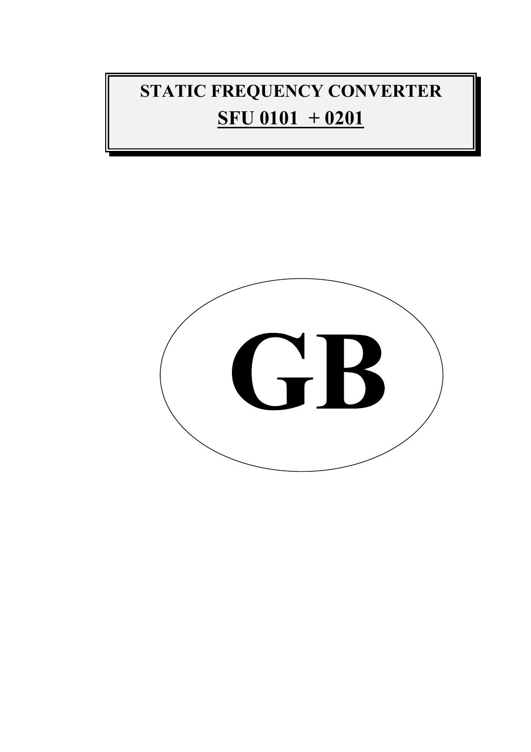# STATIC FREQUENCY CONVERTER

## SFU 0101 + 0201

# GB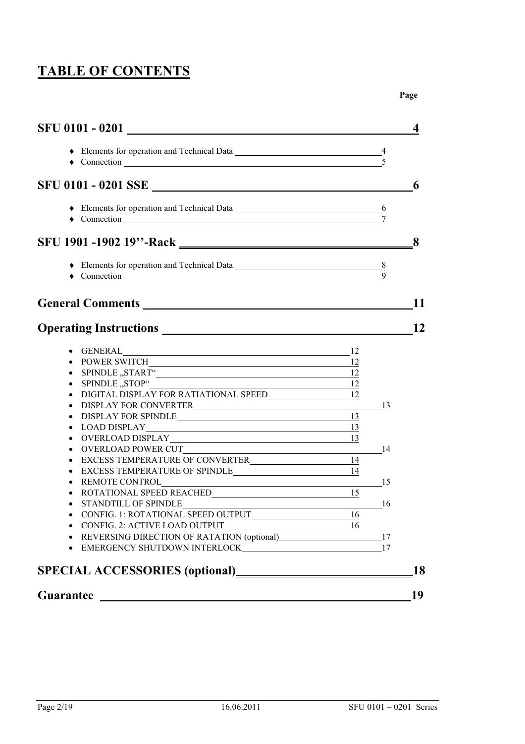# TABLE OF CONTENTS

Page

**SFU 0101 - 0201** 4

- ♦ Elements for operation and Technical Data 4
- ♦ Connection 5

**SFU 0101 - 0201 SSE** 6

- ♦ Elements for operation and Technical Data 6
- ♦ Connection 7

**SFU 1901 -1902 19''-Rack** 8

- ♦ Elements for operation and Technical Data 8
- ♦ Connection 9

**General Comments** 11

**Operating Instructions** 12

- GENERAL 12
- POWER SWITCH 12
- SPINDLE „START“ 12
- SPINDLE „STOP“ 12
- DIGITAL DISPLAY FOR RATIATIONAL SPEED 12
- DISPLAY FOR CONVERTER 13
- DISPLAY FOR SPINDLE 13
- LOAD DISPLAY 13
- OVERLOAD DISPLAY 13
- OVERLOAD POWER CUT 14
- EXCESS TEMPERATURE OF CONVERTER 14
- EXCESS TEMPERATURE OF SPINDLE 14
- REMOTE CONTROL 15
- ROTATIONAL SPEED REACHED 15
- STANDTILL OF SPINDLE 16
- CONFIG. 1: ROTATIONAL SPEED OUTPUT 16
- CONFIG. 2: ACTIVE LOAD OUTPUT 16
- REVERSING DIRECTION OF RATATION (optional) 17
- EMERGENCY SHUTDOWN INTERLOCK 17

**SPECIAL ACCESSORIES (optional)** 18

**Guarantee** 19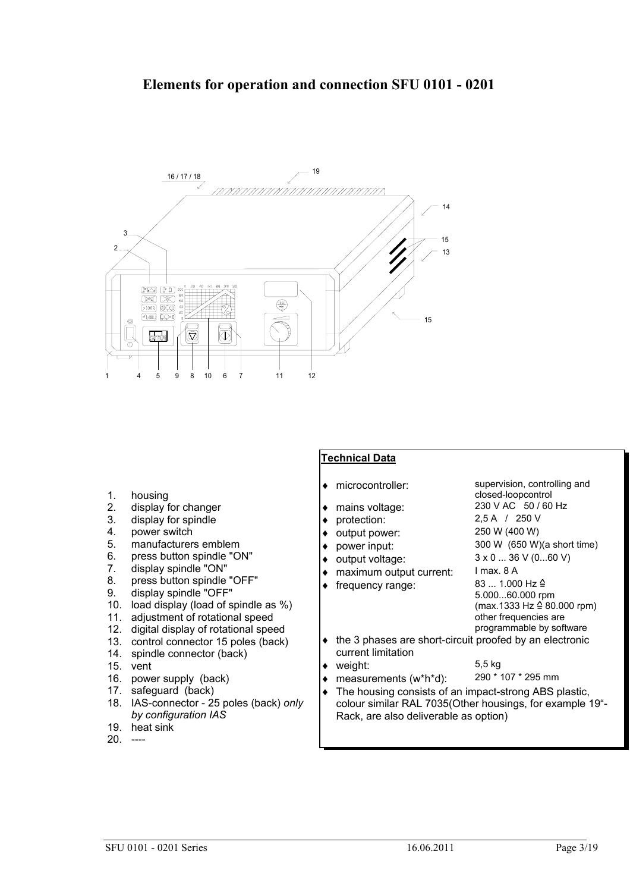# Elements for operation and connection SFU 0101 - 0201

16 / 17 / 18
19
14
15
13
15
3
2
1 4 5 9 8 10 6 7 11 12

1. housing
2. display for changer
3. display for spindle
4. power switch
5. manufacturers emblem
6. press button spindle "ON"
7. display spindle "ON"
8. press button spindle "OFF"
9. display spindle "OFF"
10. load display (load of spindle as %)
11. adjustment of rotational speed
12. digital display of rotational speed
13. control connector 15 poles (back)
14. spindle connector (back)
15. vent
16. power supply (back)
17. safeguard (back)
18. IAS-connector - 25 poles (back) *only by configuration IAS*
19. heat sink
20. ----

**Technical Data**

- microcontroller: supervision, controlling and closed-loopcontrol
- mains voltage: 230 V AC 50 / 60 Hz
- protection: 2,5 A / 250 V
- output power: 250 W (400 W)
- power input: 300 W (650 W)(a short time)
- output voltage: 3 x 0 ... 36 V (0...60 V)
- maximum output current: I max. 8 A
- frequency range: 83 ... 1.000 Hz ≙ 5.000...60.000 rpm (max.1333 Hz ≙ 80.000 rpm) other frequencies are programmable by software
- the 3 phases are short-circuit proofed by an electronic current limitation
- weight: 5,5 kg
- measurements (w*h*d): 290 * 107 * 295 mm
- The housing consists of an impact-strong ABS plastic, colour similar RAL 7035(Other housings, for example 19"-Rack, are also deliverable as option)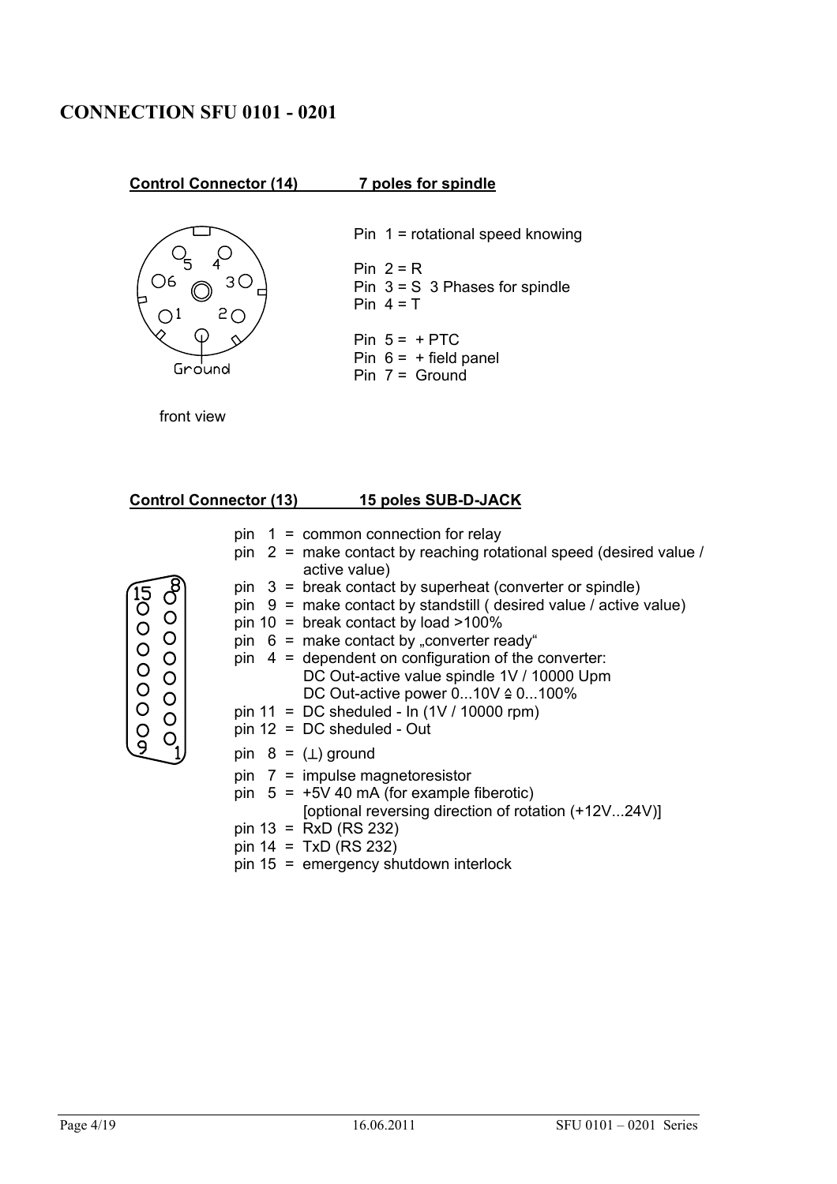# CONNECTION SFU 0101 - 0201

**Control Connector (14) 7 poles for spindle**

Ground

front view

Pin 1 = rotational speed knowing

Pin 2 = R
Pin 3 = S 3 Phases for spindle
Pin 4 = T

Pin 5 = + PTC
Pin 6 = + field panel
Pin 7 = Ground

**Control Connector (13) 15 poles SUB-D-JACK**

- pin 1 = common connection for relay
- pin 2 = make contact by reaching rotational speed (desired value / active value)
- pin 3 = break contact by superheat (converter or spindle)
- pin 9 = make contact by standstill ( desired value / active value)
- pin 10 = break contact by load >100%
- pin 6 = make contact by „converter ready"
- pin 4 = dependent on configuration of the converter:
  DC Out-active value spindle 1V / 10000 Upm
  DC Out-active power 0...10V ≙ 0...100%
- pin 11 = DC sheduled - In (1V / 10000 rpm)
- pin 12 = DC sheduled - Out
- pin 8 = (⊥) ground
- pin 7 = impulse magnetoresistor
- pin 5 = +5V 40 mA (for example fiberotic)
  [optional reversing direction of rotation (+12V...24V)]
- pin 13 = RxD (RS 232)
- pin 14 = TxD (RS 232)
- pin 15 = emergency shutdown interlock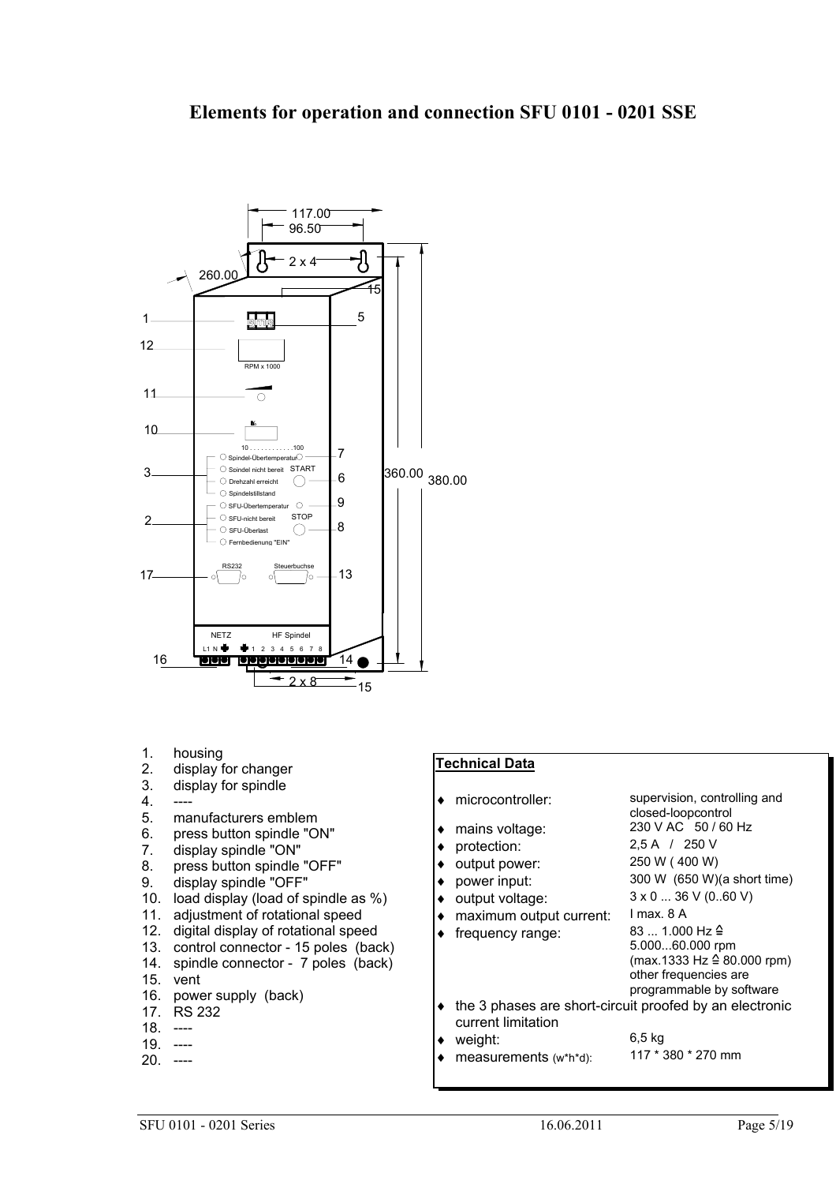# Elements for operation and connection SFU 0101 - 0201 SSE

117.00
96.50
2 x 4
260.00
15
1
5
12
RPM x 1000
11
10
10 . . . . . . . . . . . .100
Spindel-Übertemperatur
7
Spindel nicht bereit
START
3
Drehzahl erreicht
6
360.00
380.00
Spindelstillstand
SFU-Übertemperatur
9
SFU-nicht bereit
STOP
2
SFU-Überlast
8
Fernbedienung "EIN"
RS232
Steuerbuchse
17
13
NETZ
HF Spindel
L1 N
1 2 3 4 5 6 7 8
16
14
2 x 8
15

1. housing
2. display for changer
3. display for spindle
4. ----
5. manufacturers emblem
6. press button spindle "ON"
7. display spindle "ON"
8. press button spindle "OFF"
9. display spindle "OFF"
10. load display (load of spindle as %)
11. adjustment of rotational speed
12. digital display of rotational speed
13. control connector - 15 poles (back)
14. spindle connector - 7 poles (back)
15. vent
16. power supply (back)
17. RS 232
18. ----
19. ----
20. ----

**Technical Data**

- microcontroller: supervision, controlling and closed-loopcontrol
- mains voltage: 230 V AC 50 / 60 Hz
- protection: 2,5 A / 250 V
- output power: 250 W ( 400 W)
- power input: 300 W (650 W)(a short time)
- output voltage: 3 x 0 ... 36 V (0..60 V)
- maximum output current: I max. 8 A
- frequency range: 83 ... 1.000 Hz ≙ 5.000...60.000 rpm (max.1333 Hz ≙ 80.000 rpm) other frequencies are programmable by software
- the 3 phases are short-circuit proofed by an electronic current limitation
- weight: 6,5 kg
- measurements (w*h*d): 117 * 380 * 270 mm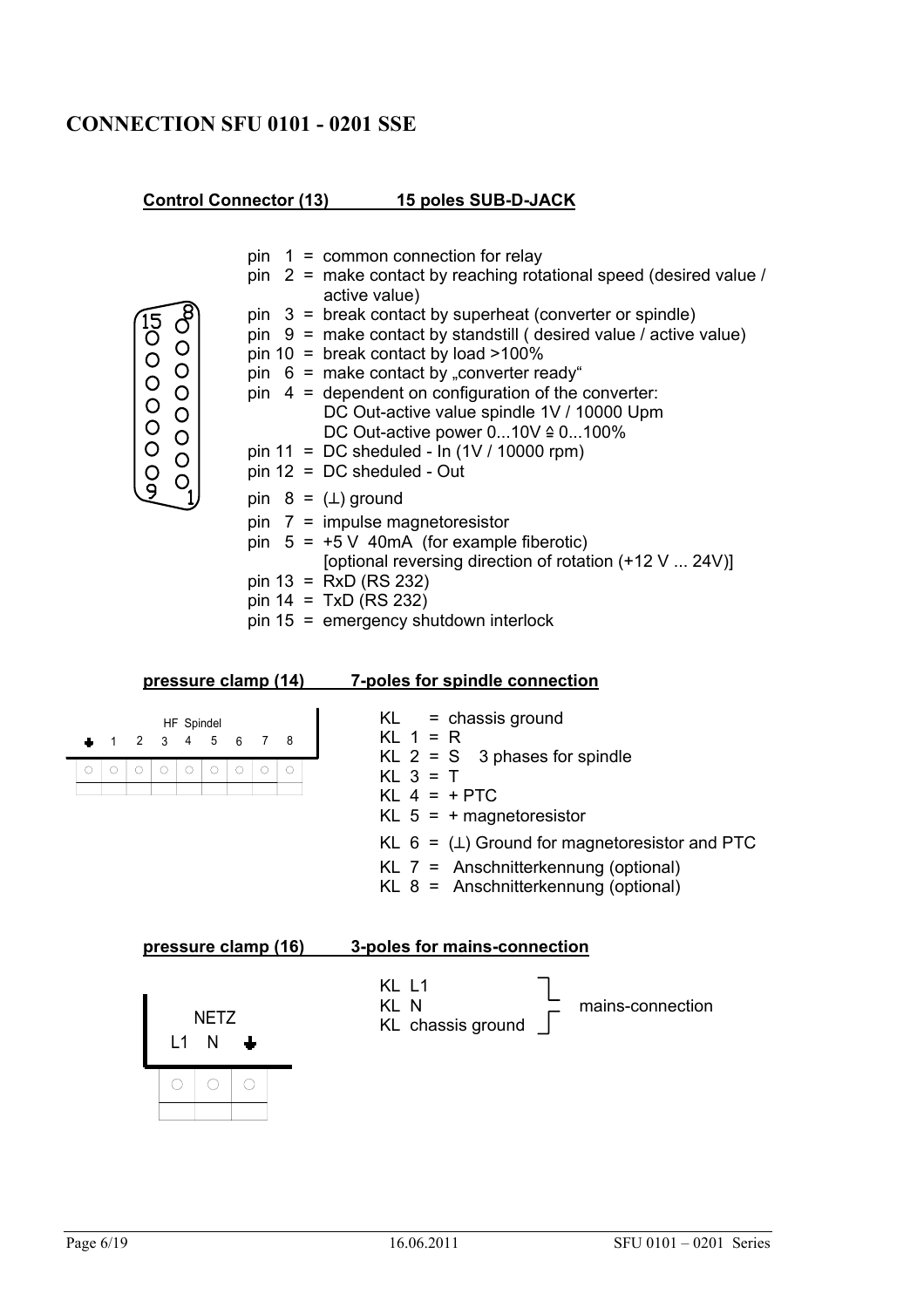# CONNECTION SFU 0101 - 0201 SSE

**Control Connector (13) 15 poles SUB-D-JACK**

- pin 1 = common connection for relay
- pin 2 = make contact by reaching rotational speed (desired value / active value)
- pin 3 = break contact by superheat (converter or spindle)
- pin 9 = make contact by standstill ( desired value / active value)
- pin 10 = break contact by load >100%
- pin 6 = make contact by „converter ready“
- pin 4 = dependent on configuration of the converter:
  DC Out-active value spindle 1V / 10000 Upm
  DC Out-active power 0...10V ≙ 0...100%
- pin 11 = DC sheduled - In (1V / 10000 rpm)
- pin 12 = DC sheduled - Out
- pin 8 = (⊥) ground
- pin 7 = impulse magnetoresistor
- pin 5 = +5 V 40mA (for example fiberotic)
  [optional reversing direction of rotation (+12 V ... 24V)]
- pin 13 = RxD (RS 232)
- pin 14 = TxD (RS 232)
- pin 15 = emergency shutdown interlock

**pressure clamp (14) 7-poles for spindle connection**

HF Spindel: ⏚ 1 2 3 4 5 6 7 8

- KL = chassis ground
- KL 1 = R
- KL 2 = S 3 phases for spindle
- KL 3 = T
- KL 4 = + PTC
- KL 5 = + magnetoresistor
- KL 6 = (⊥) Ground for magnetoresistor and PTC
- KL 7 = Anschnitterkennung (optional)
- KL 8 = Anschnitterkennung (optional)

**pressure clamp (16) 3-poles for mains-connection**

NETZ: L1 N ⏚

- KL L1
- KL N
- KL chassis ground

mains-connection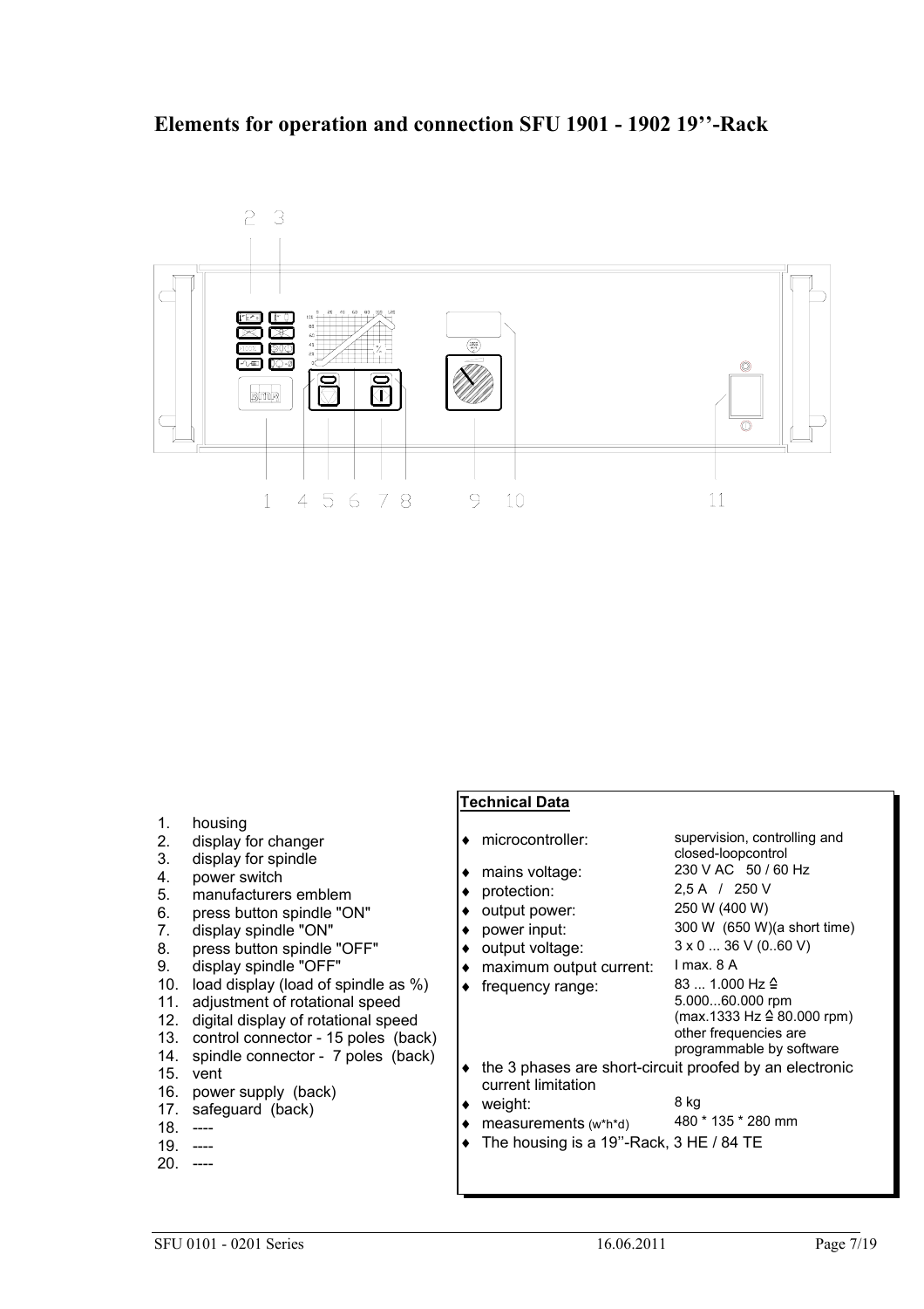## Elements for operation and connection SFU 1901 - 1902 19''-Rack

2 3

1 4 5 6 7 8 9 10 11

1. housing
2. display for changer
3. display for spindle
4. power switch
5. manufacturers emblem
6. press button spindle "ON"
7. display spindle "ON"
8. press button spindle "OFF"
9. display spindle "OFF"
10. load display (load of spindle as %)
11. adjustment of rotational speed
12. digital display of rotational speed
13. control connector - 15 poles (back)
14. spindle connector - 7 poles (back)
15. vent
16. power supply (back)
17. safeguard (back)
18. ----
19. ----
20. ----

**Technical Data**

- microcontroller: supervision, controlling and closed-loopcontrol
- mains voltage: 230 V AC 50 / 60 Hz
- protection: 2,5 A / 250 V
- output power: 250 W (400 W)
- power input: 300 W (650 W)(a short time)
- output voltage: 3 x 0 ... 36 V (0..60 V)
- maximum output current: I max. 8 A
- frequency range: 83 ... 1.000 Hz ≙ 5.000...60.000 rpm (max.1333 Hz ≙ 80.000 rpm) other frequencies are programmable by software
- the 3 phases are short-circuit proofed by an electronic current limitation
- weight: 8 kg
- measurements (w*h*d) 480 * 135 * 280 mm
- The housing is a 19''-Rack, 3 HE / 84 TE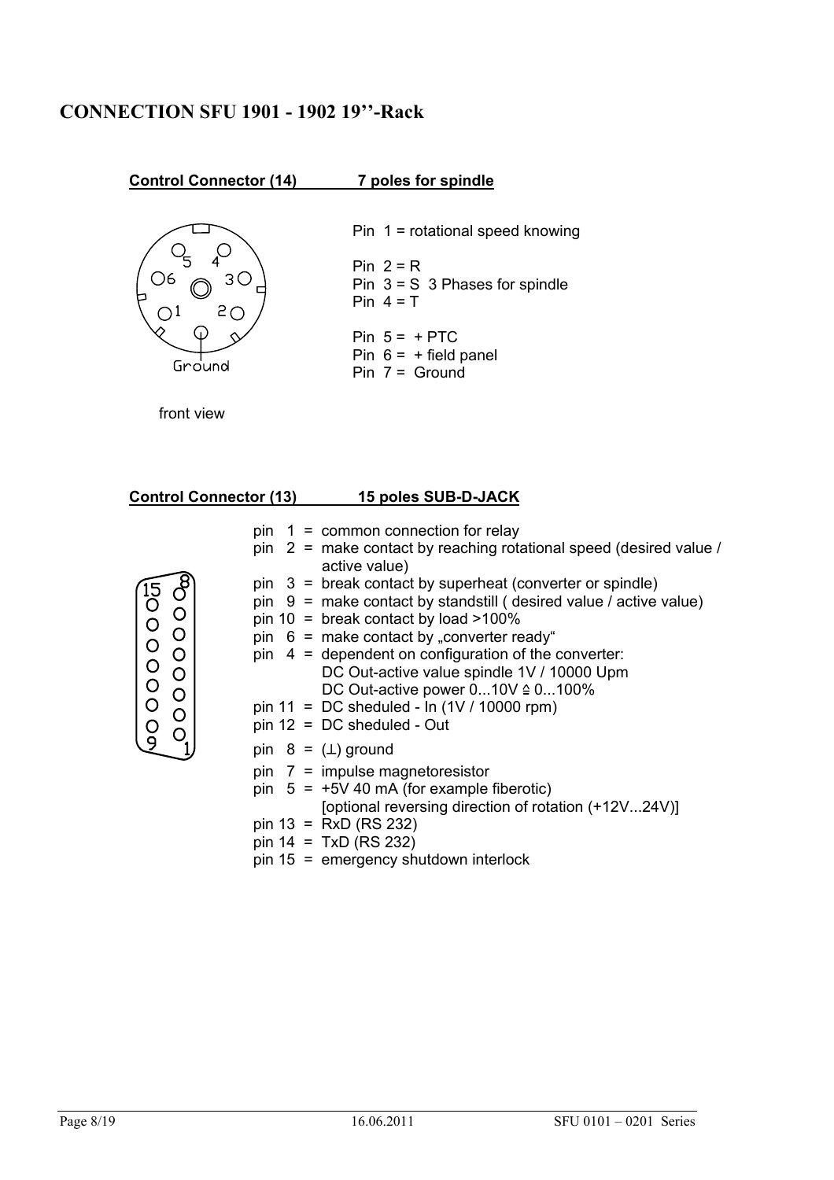# CONNECTION SFU 1901 - 1902 19''-Rack

**Control Connector (14) 7 poles for spindle**

Pin 1 = rotational speed knowing

Pin 2 = R
Pin 3 = S 3 Phases for spindle
Pin 4 = T

Pin 5 = + PTC
Pin 6 = + field panel
Pin 7 = Ground

Ground

front view

**Control Connector (13) 15 poles SUB-D-JACK**

pin 1 = common connection for relay
pin 2 = make contact by reaching rotational speed (desired value / active value)
pin 3 = break contact by superheat (converter or spindle)
pin 9 = make contact by standstill ( desired value / active value)
pin 10 = break contact by load >100%
pin 6 = make contact by „converter ready"
pin 4 = dependent on configuration of the converter:
DC Out-active value spindle 1V / 10000 Upm
DC Out-active power 0...10V ≙ 0...100%
pin 11 = DC sheduled - In (1V / 10000 rpm)
pin 12 = DC sheduled - Out
pin 8 = (⊥) ground
pin 7 = impulse magnetoresistor
pin 5 = +5V 40 mA (for example fiberotic)
[optional reversing direction of rotation (+12V...24V)]
pin 13 = RxD (RS 232)
pin 14 = TxD (RS 232)
pin 15 = emergency shutdown interlock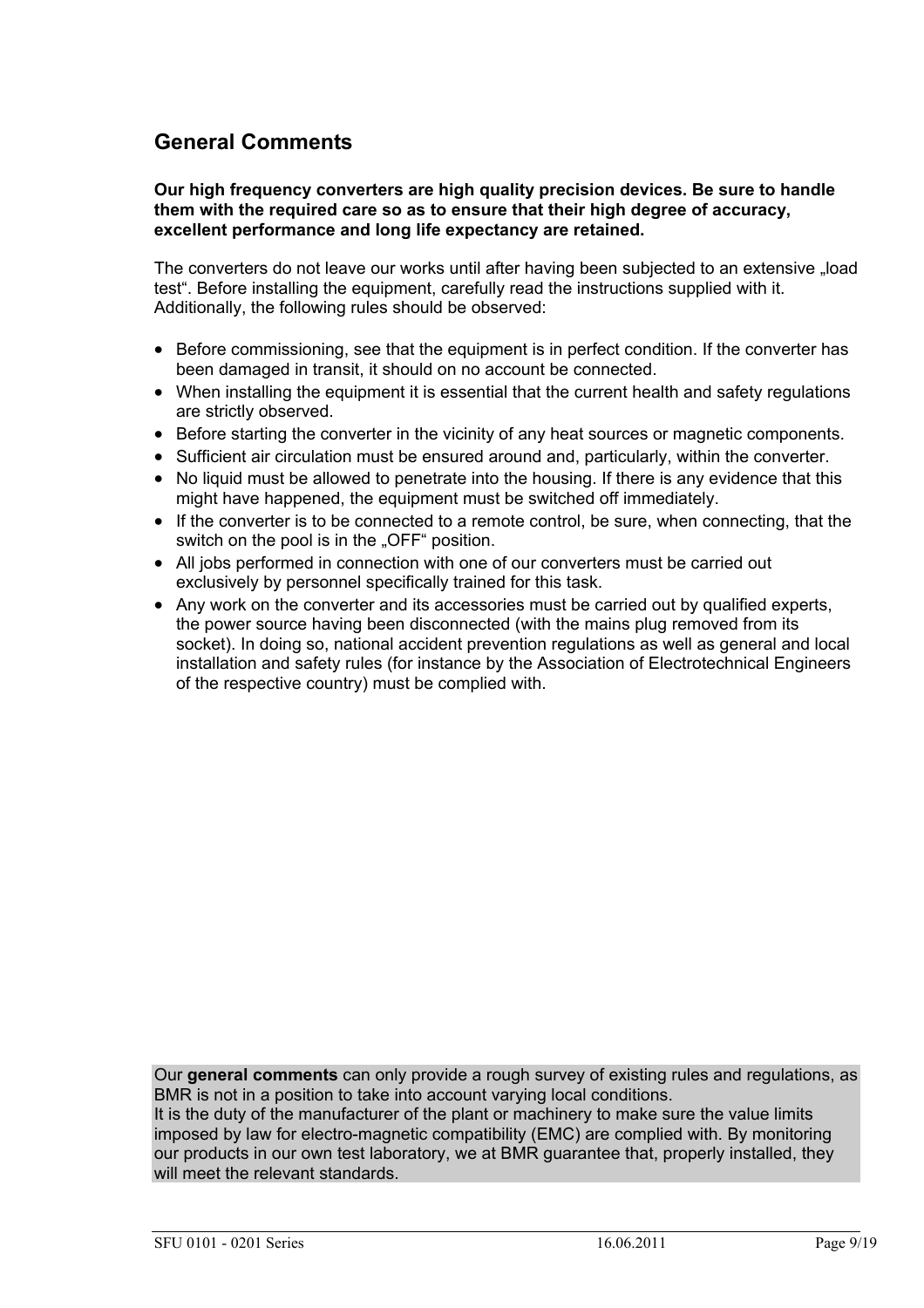## General Comments

**Our high frequency converters are high quality precision devices. Be sure to handle them with the required care so as to ensure that their high degree of accuracy, excellent performance and long life expectancy are retained.**

The converters do not leave our works until after having been subjected to an extensive „load test“. Before installing the equipment, carefully read the instructions supplied with it. Additionally, the following rules should be observed:

- Before commissioning, see that the equipment is in perfect condition. If the converter has been damaged in transit, it should on no account be connected.
- When installing the equipment it is essential that the current health and safety regulations are strictly observed.
- Before starting the converter in the vicinity of any heat sources or magnetic components.
- Sufficient air circulation must be ensured around and, particularly, within the converter.
- No liquid must be allowed to penetrate into the housing. If there is any evidence that this might have happened, the equipment must be switched off immediately.
- If the converter is to be connected to a remote control, be sure, when connecting, that the switch on the pool is in the „OFF“ position.
- All jobs performed in connection with one of our converters must be carried out exclusively by personnel specifically trained for this task.
- Any work on the converter and its accessories must be carried out by qualified experts, the power source having been disconnected (with the mains plug removed from its socket). In doing so, national accident prevention regulations as well as general and local installation and safety rules (for instance by the Association of Electrotechnical Engineers of the respective country) must be complied with.

Our **general comments** can only provide a rough survey of existing rules and regulations, as BMR is not in a position to take into account varying local conditions.
It is the duty of the manufacturer of the plant or machinery to make sure the value limits imposed by law for electro-magnetic compatibility (EMC) are complied with. By monitoring our products in our own test laboratory, we at BMR guarantee that, properly installed, they will meet the relevant standards.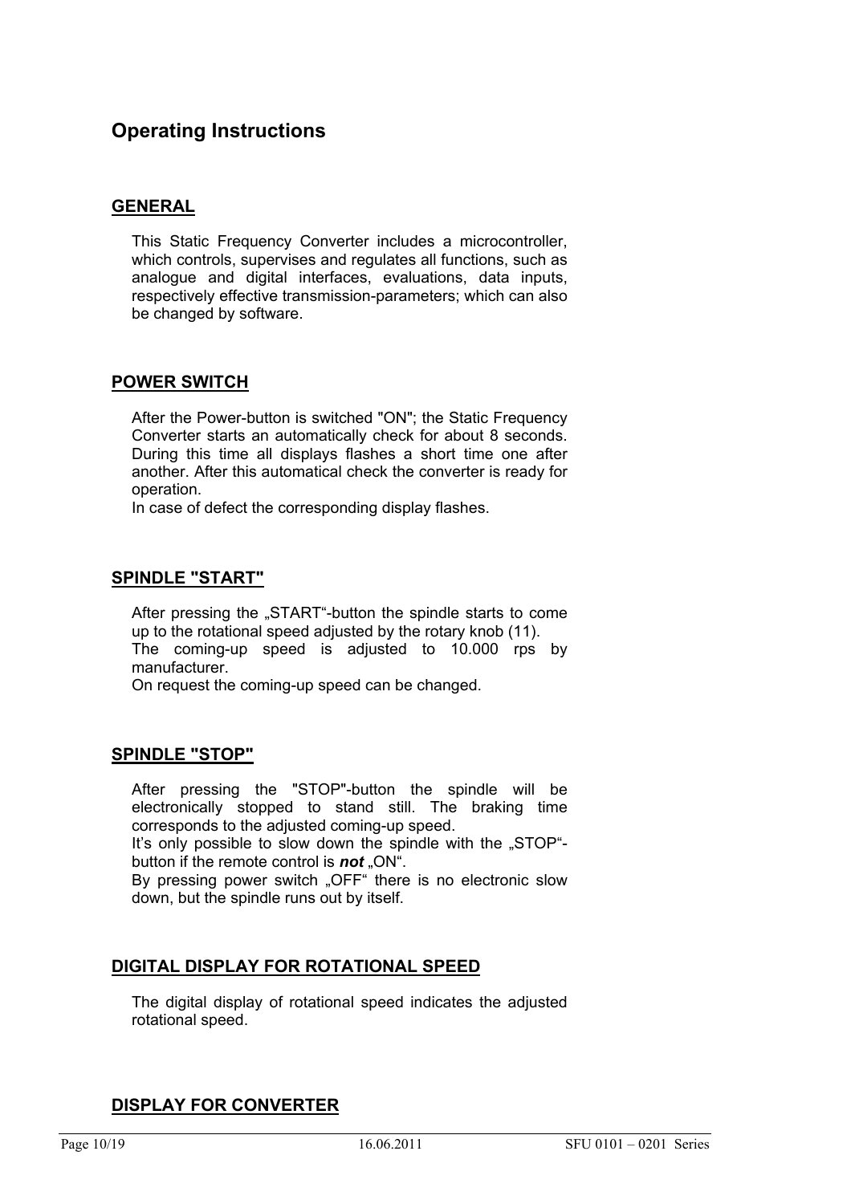# Operating Instructions

## GENERAL

This Static Frequency Converter includes a microcontroller, which controls, supervises and regulates all functions, such as analogue and digital interfaces, evaluations, data inputs, respectively effective transmission-parameters; which can also be changed by software.

## POWER SWITCH

After the Power-button is switched "ON"; the Static Frequency Converter starts an automatically check for about 8 seconds. During this time all displays flashes a short time one after another. After this automatical check the converter is ready for operation.
In case of defect the corresponding display flashes.

## SPINDLE "START"

After pressing the „START“-button the spindle starts to come up to the rotational speed adjusted by the rotary knob (11).
The coming-up speed is adjusted to 10.000 rps by manufacturer.
On request the coming-up speed can be changed.

## SPINDLE "STOP"

After pressing the "STOP"-button the spindle will be electronically stopped to stand still. The braking time corresponds to the adjusted coming-up speed.
It’s only possible to slow down the spindle with the „STOP“-button if the remote control is ***not*** „ON“.
By pressing power switch „OFF“ there is no electronic slow down, but the spindle runs out by itself.

## DIGITAL DISPLAY FOR ROTATIONAL SPEED

The digital display of rotational speed indicates the adjusted rotational speed.

## DISPLAY FOR CONVERTER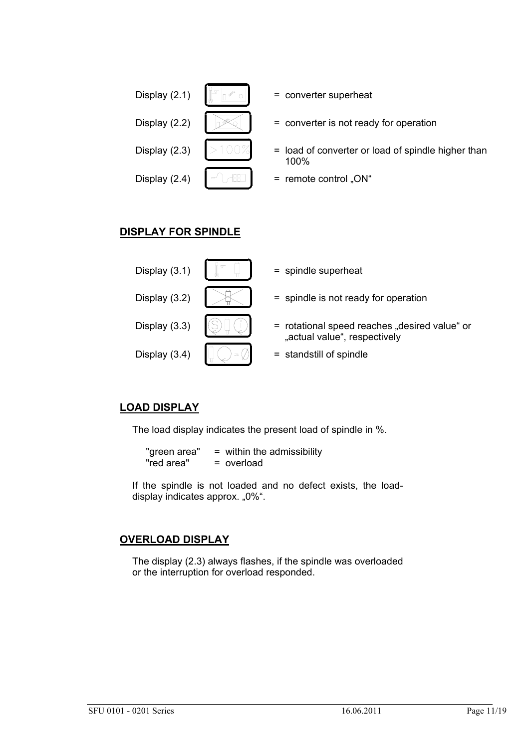Display (2.1) = converter superheat

Display (2.2) = converter is not ready for operation

Display (2.3) = load of converter or load of spindle higher than 100%

Display (2.4) = remote control „ON“

## DISPLAY FOR SPINDLE

Display (3.1) = spindle superheat

Display (3.2) = spindle is not ready for operation

Display (3.3) = rotational speed reaches „desired value“ or „actual value“, respectively

Display (3.4) = standstill of spindle

## LOAD DISPLAY

The load display indicates the present load of spindle in %.

"green area" = within the admissibility
"red area" = overload

If the spindle is not loaded and no defect exists, the load-display indicates approx. „0%“.

## OVERLOAD DISPLAY

The display (2.3) always flashes, if the spindle was overloaded or the interruption for overload responded.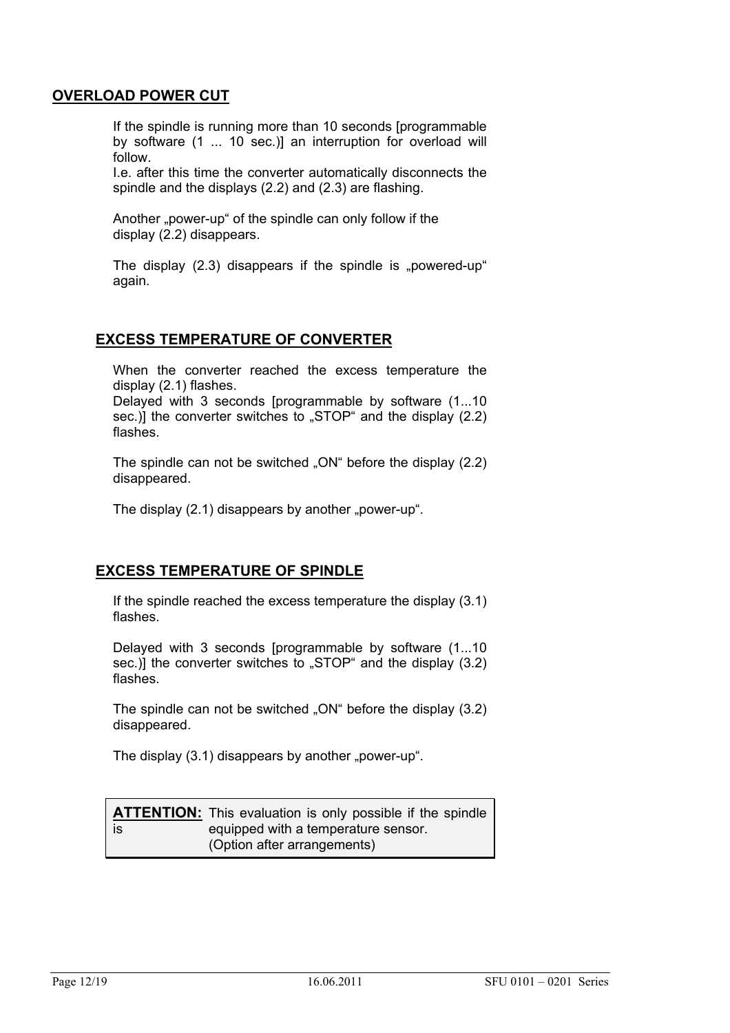## OVERLOAD POWER CUT

If the spindle is running more than 10 seconds [programmable by software (1 ... 10 sec.)] an interruption for overload will follow.
I.e. after this time the converter automatically disconnects the spindle and the displays (2.2) and (2.3) are flashing.

Another „power-up“ of the spindle can only follow if the display (2.2) disappears.

The display (2.3) disappears if the spindle is „powered-up“ again.

## EXCESS TEMPERATURE OF CONVERTER

When the converter reached the excess temperature the display (2.1) flashes.
Delayed with 3 seconds [programmable by software (1...10 sec.)] the converter switches to „STOP“ and the display (2.2) flashes.

The spindle can not be switched „ON“ before the display (2.2) disappeared.

The display (2.1) disappears by another „power-up“.

## EXCESS TEMPERATURE OF SPINDLE

If the spindle reached the excess temperature the display (3.1) flashes.

Delayed with 3 seconds [programmable by software (1...10 sec.)] the converter switches to „STOP“ and the display (3.2) flashes.

The spindle can not be switched „ON“ before the display (3.2) disappeared.

The display (3.1) disappears by another „power-up“.

**ATTENTION:** This evaluation is only possible if the spindle is equipped with a temperature sensor.
(Option after arrangements)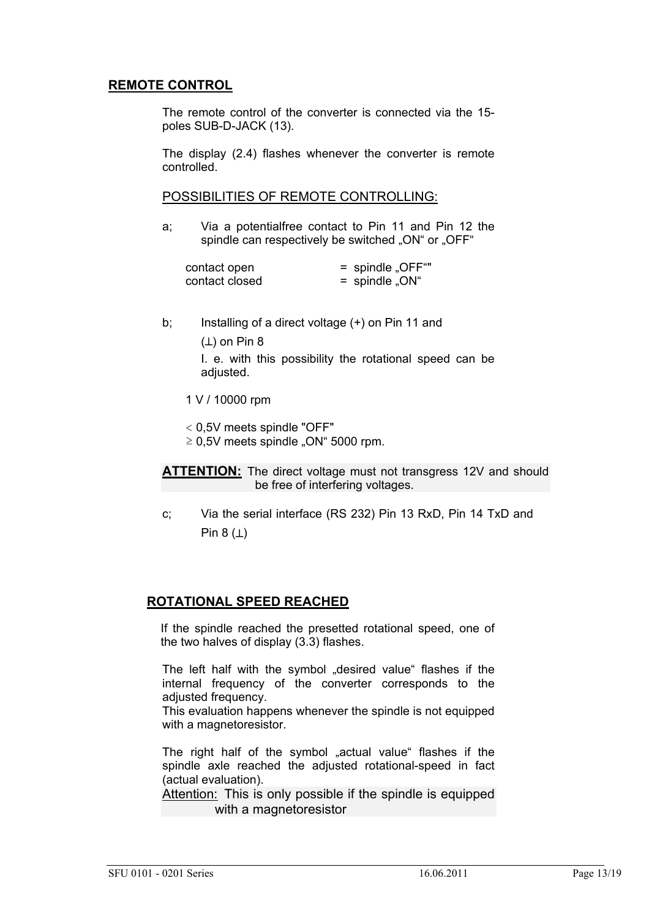## REMOTE CONTROL

The remote control of the converter is connected via the 15-poles SUB-D-JACK (13).

The display (2.4) flashes whenever the converter is remote controlled.

### POSSIBILITIES OF REMOTE CONTROLLING:

a; Via a potentialfree contact to Pin 11 and Pin 12 the spindle can respectively be switched „ON“ or „OFF“

| | |
|---|---|
| contact open | = spindle „OFF“" |
| contact closed | = spindle „ON“ |

b; Installing of a direct voltage (+) on Pin 11 and

(⊥) on Pin 8

I. e. with this possibility the rotational speed can be adjusted.

1 V / 10000 rpm

$<$ 0,5V meets spindle "OFF"
$\geq$ 0,5V meets spindle „ON“ 5000 rpm.

**ATTENTION:** The direct voltage must not transgress 12V and should be free of interfering voltages.

c; Via the serial interface (RS 232) Pin 13 RxD, Pin 14 TxD and Pin 8 (⊥)

## ROTATIONAL SPEED REACHED

If the spindle reached the presetted rotational speed, one of the two halves of display (3.3) flashes.

The left half with the symbol „desired value“ flashes if the internal frequency of the converter corresponds to the adjusted frequency.
This evaluation happens whenever the spindle is not equipped with a magnetoresistor.

The right half of the symbol „actual value“ flashes if the spindle axle reached the adjusted rotational-speed in fact (actual evaluation).
Attention: This is only possible if the spindle is equipped with a magnetoresistor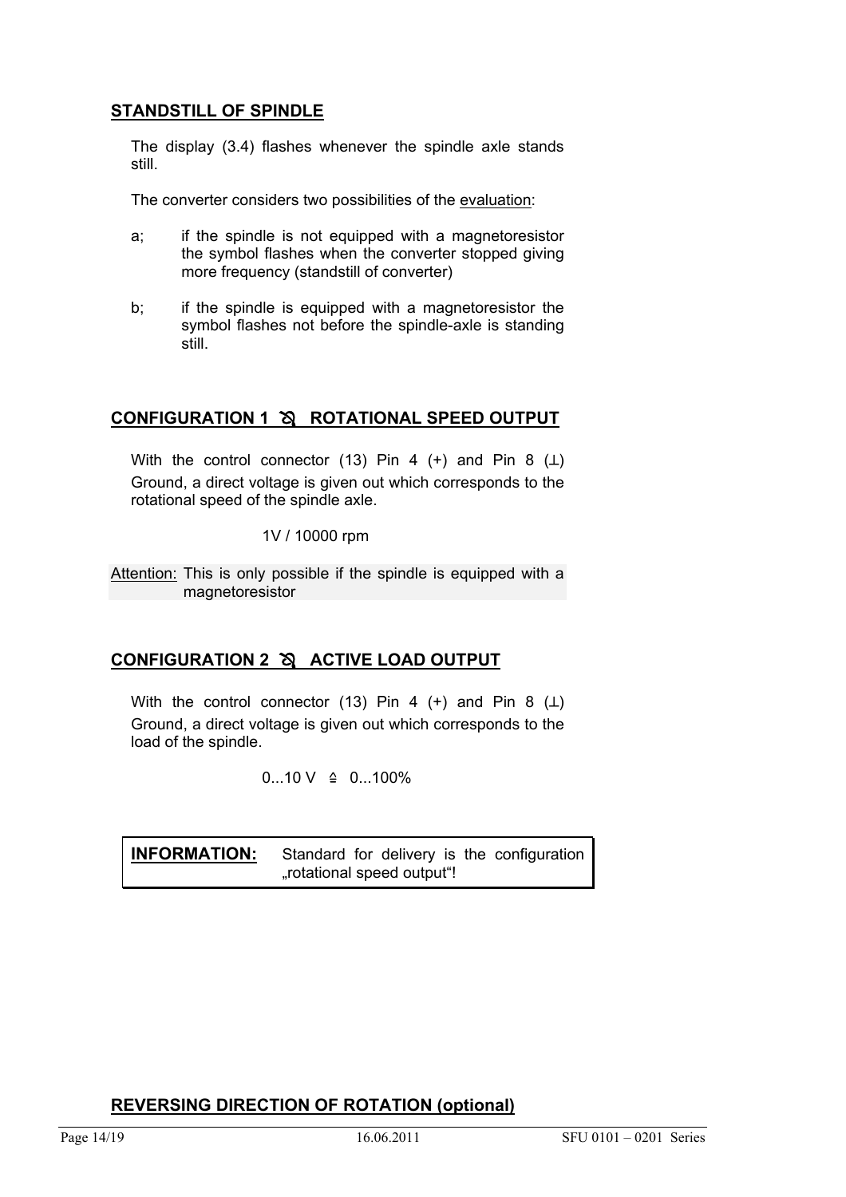## STANDSTILL OF SPINDLE

The display (3.4) flashes whenever the spindle axle stands still.

The converter considers two possibilities of the evaluation:

a; if the spindle is not equipped with a magnetoresistor the symbol flashes when the converter stopped giving more frequency (standstill of converter)

b; if the spindle is equipped with a magnetoresistor the symbol flashes not before the spindle-axle is standing still.

## CONFIGURATION 1 ⍉ ROTATIONAL SPEED OUTPUT

With the control connector (13) Pin 4 (+) and Pin 8 (⊥) Ground, a direct voltage is given out which corresponds to the rotational speed of the spindle axle.

1V / 10000 rpm

Attention: This is only possible if the spindle is equipped with a magnetoresistor

## CONFIGURATION 2 ⍉ ACTIVE LOAD OUTPUT

With the control connector (13) Pin 4 (+) and Pin 8 (⊥) Ground, a direct voltage is given out which corresponds to the load of the spindle.

0...10 V ≙ 0...100%

**INFORMATION:** Standard for delivery is the configuration „rotational speed output"!

## REVERSING DIRECTION OF ROTATION (optional)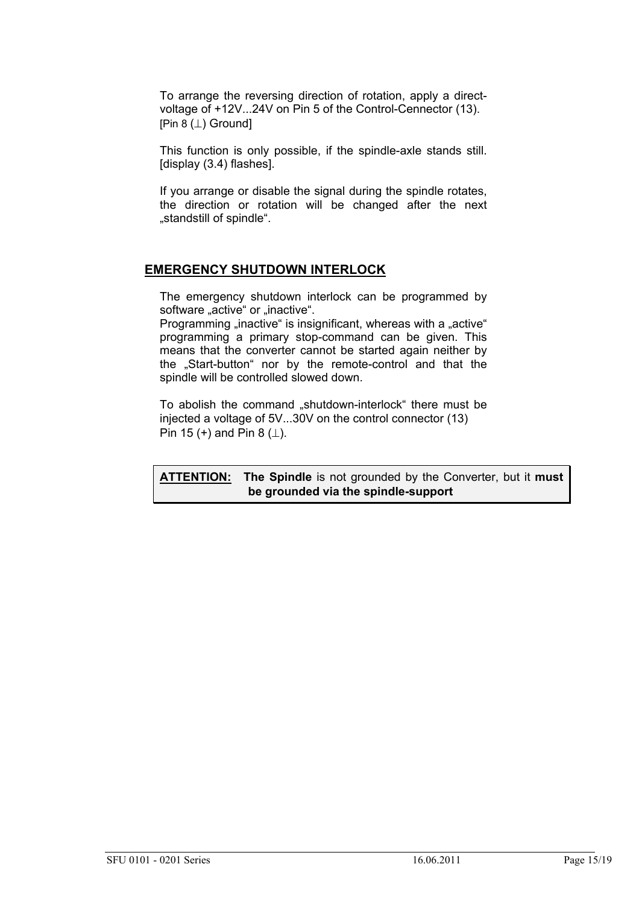To arrange the reversing direction of rotation, apply a direct-voltage of +12V...24V on Pin 5 of the Control-Cennector (13). [Pin 8 (⊥) Ground]

This function is only possible, if the spindle-axle stands still. [display (3.4) flashes].

If you arrange or disable the signal during the spindle rotates, the direction or rotation will be changed after the next „standstill of spindle“.

## EMERGENCY SHUTDOWN INTERLOCK

The emergency shutdown interlock can be programmed by software „active“ or „inactive“.
Programming „inactive“ is insignificant, whereas with a „active“ programming a primary stop-command can be given. This means that the converter cannot be started again neither by the „Start-button“ nor by the remote-control and that the spindle will be controlled slowed down.

To abolish the command „shutdown-interlock“ there must be injected a voltage of 5V...30V on the control connector (13) Pin 15 (+) and Pin 8 (⊥).

**ATTENTION:** **The Spindle** is not grounded by the Converter, but it **must be grounded via the spindle-support**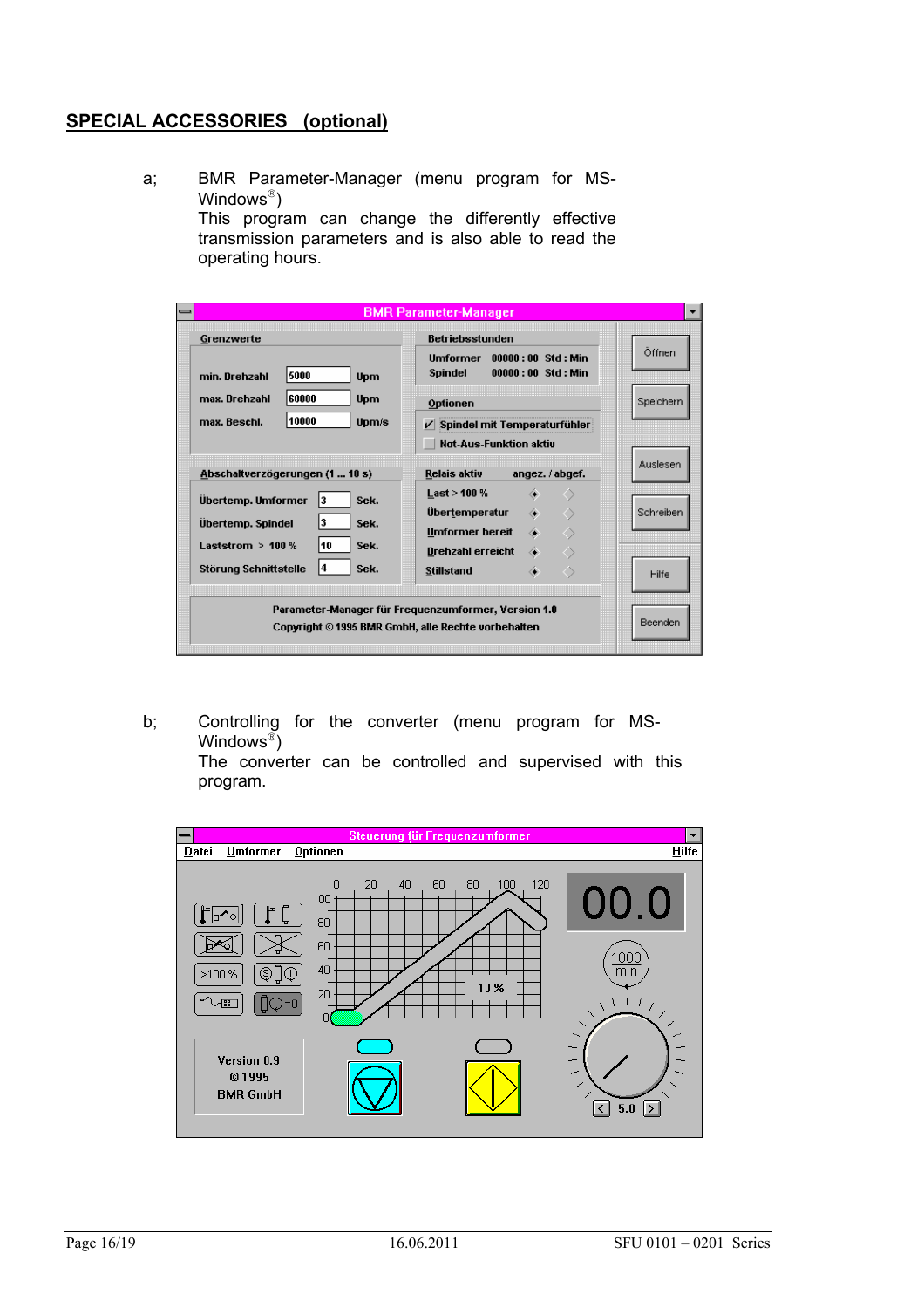## SPECIAL ACCESSORIES (optional)

a; BMR Parameter-Manager (menu program for MS-Windows®)
This program can change the differently effective transmission parameters and is also able to read the operating hours.

BMR Parameter-Manager

Grenzwerte

min. Drehzahl 5000 Upm

max. Drehzahl 60000 Upm

max. Beschl. 10000 Upm/s

Betriebsstunden

Umformer 00000 : 00 Std : Min

Spindel 00000 : 00 Std : Min

Optionen

Spindel mit Temperaturfühler

Not-Aus-Funktion aktiv

Öffnen

Speichern

Auslesen

Schreiben

Hilfe

Beenden

Abschaltverzögerungen (1 ... 10 s)

Übertemp. Umformer 3 Sek.

Übertemp. Spindel 3 Sek.

Laststrom > 100 % 10 Sek.

Störung Schnittstelle 4 Sek.

Relais aktiv angez. / abgef.

Last > 100 %

Übertemperatur

Umformer bereit

Drehzahl erreicht

Stillstand

Parameter-Manager für Frequenzumformer, Version 1.0

Copyright © 1995 BMR GmbH, alle Rechte vorbehalten

b; Controlling for the converter (menu program for MS-Windows®)
The converter can be controlled and supervised with this program.

Steuerung für Frequenzumformer

Datei Umformer Optionen Hilfe

0 20 40 60 80 100 120

100 80 60 40 20 0

10 %

00.0

1000 min

>100 %

5.0

Version 0.9

© 1995

BMR GmbH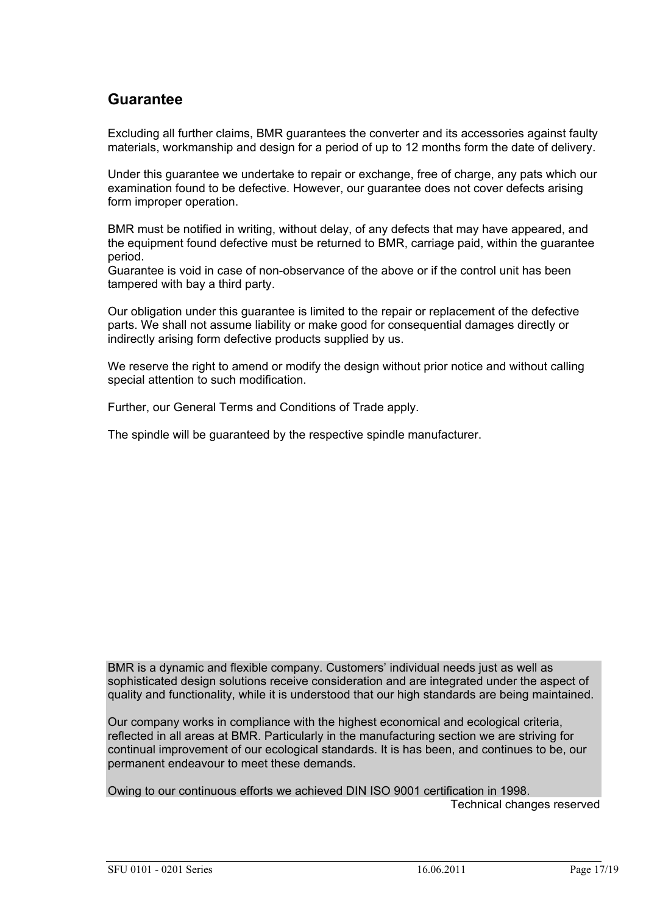## Guarantee

Excluding all further claims, BMR guarantees the converter and its accessories against faulty materials, workmanship and design for a period of up to 12 months form the date of delivery.

Under this guarantee we undertake to repair or exchange, free of charge, any pats which our examination found to be defective. However, our guarantee does not cover defects arising form improper operation.

BMR must be notified in writing, without delay, of any defects that may have appeared, and the equipment found defective must be returned to BMR, carriage paid, within the guarantee period.
Guarantee is void in case of non-observance of the above or if the control unit has been tampered with bay a third party.

Our obligation under this guarantee is limited to the repair or replacement of the defective parts. We shall not assume liability or make good for consequential damages directly or indirectly arising form defective products supplied by us.

We reserve the right to amend or modify the design without prior notice and without calling special attention to such modification.

Further, our General Terms and Conditions of Trade apply.

The spindle will be guaranteed by the respective spindle manufacturer.

BMR is a dynamic and flexible company. Customers' individual needs just as well as sophisticated design solutions receive consideration and are integrated under the aspect of quality and functionality, while it is understood that our high standards are being maintained.

Our company works in compliance with the highest economical and ecological criteria, reflected in all areas at BMR. Particularly in the manufacturing section we are striving for continual improvement of our ecological standards. It is has been, and continues to be, our permanent endeavour to meet these demands.

Owing to our continuous efforts we achieved DIN ISO 9001 certification in 1998.

Technical changes reserved